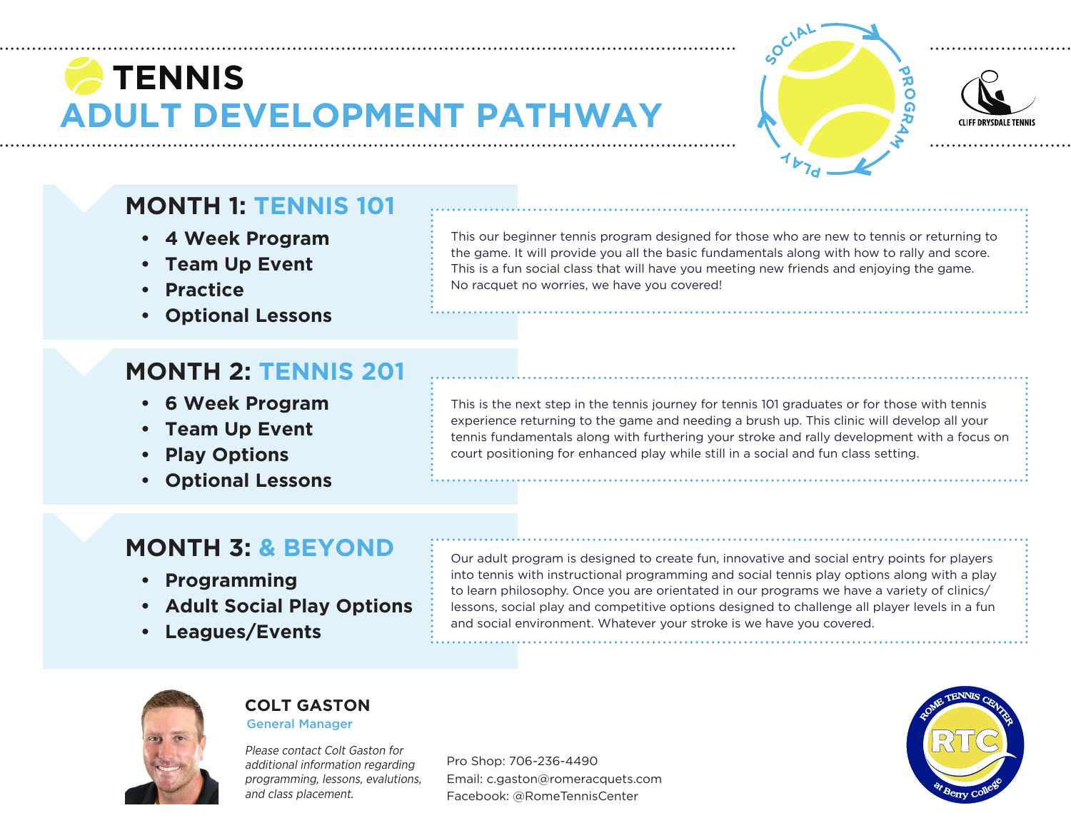# TENNIS
# ADULT DEVELOPMENT PATHWAY

SOCIAL PROGRAM PLAY

CLIFF DRYSDALE TENNIS

## MONTH 1: TENNIS 101

- 4 Week Program
- Team Up Event
- Practice
- Optional Lessons

This our beginner tennis program designed for those who are new to tennis or returning to the game. It will provide you all the basic fundamentals along with how to rally and score. This is a fun social class that will have you meeting new friends and enjoying the game. No racquet no worries, we have you covered!

## MONTH 2: TENNIS 201

- 6 Week Program
- Team Up Event
- Play Options
- Optional Lessons

This is the next step in the tennis journey for tennis 101 graduates or for those with tennis experience returning to the game and needing a brush up. This clinic will develop all your tennis fundamentals along with furthering your stroke and rally development with a focus on court positioning for enhanced play while still in a social and fun class setting.

## MONTH 3: & BEYOND

- Programming
- Adult Social Play Options
- Leagues/Events

Our adult program is designed to create fun, innovative and social entry points for players into tennis with instructional programming and social tennis play options along with a play to learn philosophy. Once you are orientated in our programs we have a variety of clinics/ lessons, social play and competitive options designed to challenge all player levels in a fun and social environment. Whatever your stroke is we have you covered.

**COLT GASTON**
General Manager

*Please contact Colt Gaston for additional information regarding programming, lessons, evalutions, and class placement.*

Pro Shop: 706-236-4490
Email: c.gaston@romeracquets.com
Facebook: @RomeTennisCenter

ROME TENNIS CENTER RTC at Berry College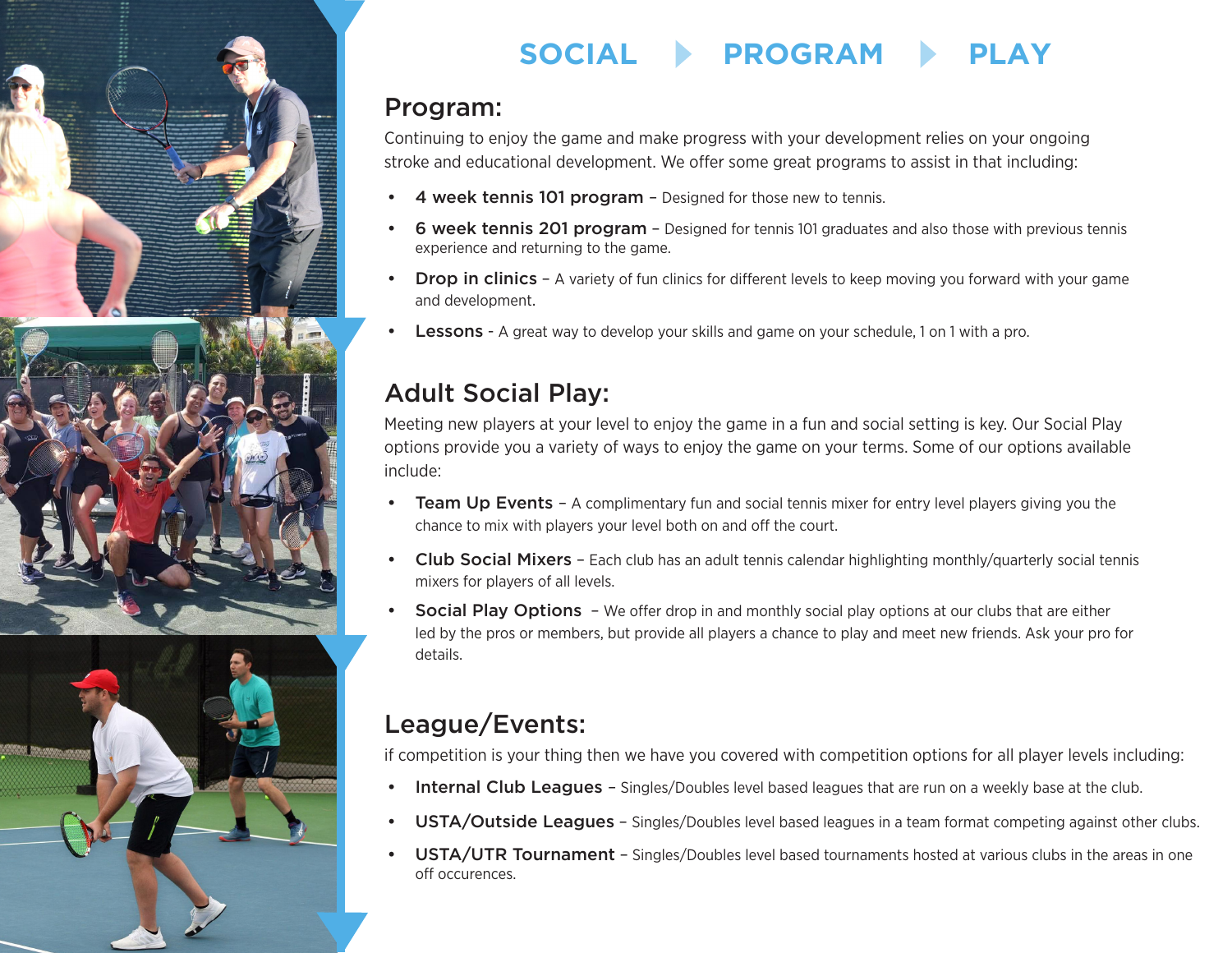SOCIAL ▶ PROGRAM ▶ PLAY

## Program:

Continuing to enjoy the game and make progress with your development relies on your ongoing stroke and educational development. We offer some great programs to assist in that including:

- **4 week tennis 101 program** – Designed for those new to tennis.
- **6 week tennis 201 program** – Designed for tennis 101 graduates and also those with previous tennis experience and returning to the game.
- **Drop in clinics** – A variety of fun clinics for different levels to keep moving you forward with your game and development.
- **Lessons** - A great way to develop your skills and game on your schedule, 1 on 1 with a pro.

## Adult Social Play:

Meeting new players at your level to enjoy the game in a fun and social setting is key. Our Social Play options provide you a variety of ways to enjoy the game on your terms. Some of our options available include:

- **Team Up Events** – A complimentary fun and social tennis mixer for entry level players giving you the chance to mix with players your level both on and off the court.
- **Club Social Mixers** – Each club has an adult tennis calendar highlighting monthly/quarterly social tennis mixers for players of all levels.
- **Social Play Options** – We offer drop in and monthly social play options at our clubs that are either led by the pros or members, but provide all players a chance to play and meet new friends. Ask your pro for details.

## League/Events:

if competition is your thing then we have you covered with competition options for all player levels including:

- **Internal Club Leagues** – Singles/Doubles level based leagues that are run on a weekly base at the club.
- **USTA/Outside Leagues** – Singles/Doubles level based leagues in a team format competing against other clubs.
- **USTA/UTR Tournament** – Singles/Doubles level based tournaments hosted at various clubs in the areas in one off occurences.